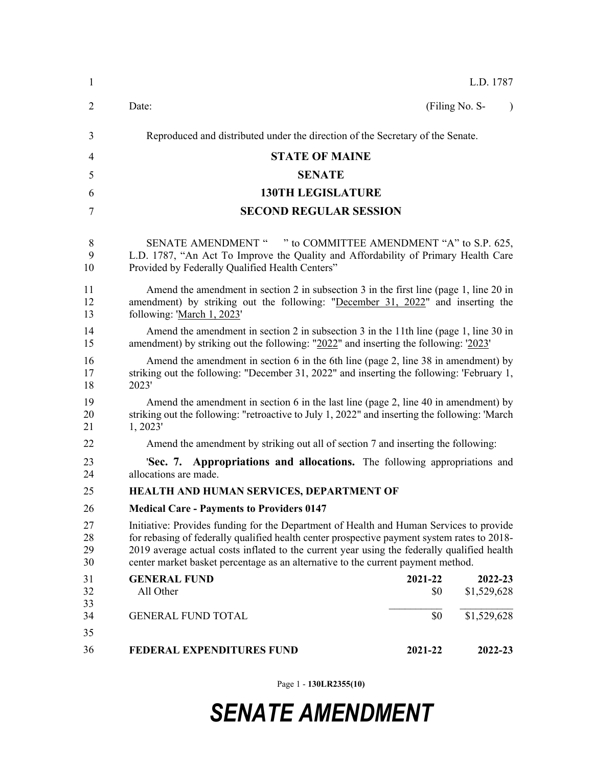L.D. 1787

Date: (Filing No. S- )

Reproduced and distributed under the direction of the Secretary of the Senate.

# STATE OF MAINE

## SENATE

## 130TH LEGISLATURE

## SECOND REGULAR SESSION

SENATE AMENDMENT " " to COMMITTEE AMENDMENT "A" to S.P. 625, L.D. 1787, "An Act To Improve the Quality and Affordability of Primary Health Care Provided by Federally Qualified Health Centers"

Amend the amendment in section 2 in subsection 3 in the first line (page 1, line 20 in amendment) by striking out the following: "December 31, 2022" and inserting the following: 'March 1, 2023'

Amend the amendment in section 2 in subsection 3 in the 11th line (page 1, line 30 in amendment) by striking out the following: "2022" and inserting the following: '2023'

Amend the amendment in section 6 in the 6th line (page 2, line 38 in amendment) by striking out the following: "December 31, 2022" and inserting the following: 'February 1, 2023'

Amend the amendment in section 6 in the last line (page 2, line 40 in amendment) by striking out the following: "retroactive to July 1, 2022" and inserting the following: 'March 1, 2023'

Amend the amendment by striking out all of section 7 and inserting the following:

'**Sec. 7. Appropriations and allocations.** The following appropriations and allocations are made.

**HEALTH AND HUMAN SERVICES, DEPARTMENT OF**

**Medical Care - Payments to Providers 0147**

Initiative: Provides funding for the Department of Health and Human Services to provide for rebasing of federally qualified health center prospective payment system rates to 2018-2019 average actual costs inflated to the current year using the federally qualified health center market basket percentage as an alternative to the current payment method.

| **GENERAL FUND** | **2021-22** | **2022-23** |
|---|---|---|
| All Other | $0 | $1,529,628 |
| GENERAL FUND TOTAL | $0 | $1,529,628 |

| **FEDERAL EXPENDITURES FUND** | **2021-22** | **2022-23** |
|---|---|---|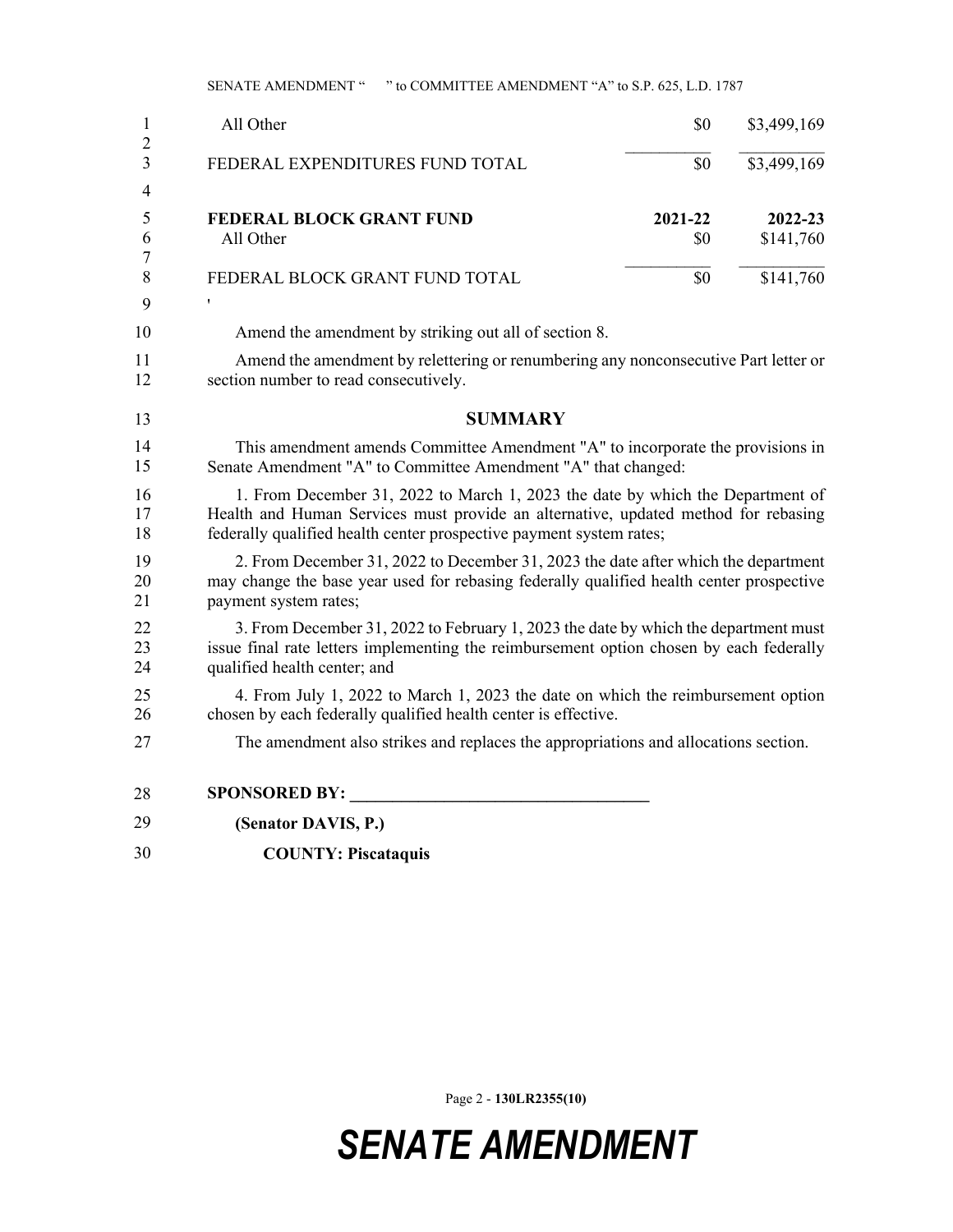| | | |
|---|---|---|
| All Other | $0 | $3,499,169 |
| FEDERAL EXPENDITURES FUND TOTAL | $0 | $3,499,169 |
| **FEDERAL BLOCK GRANT FUND** | **2021-22** | **2022-23** |
| All Other | $0 | $141,760 |
| FEDERAL BLOCK GRANT FUND TOTAL | $0 | $141,760 |

'

Amend the amendment by striking out all of section 8.

Amend the amendment by relettering or renumbering any nonconsecutive Part letter or section number to read consecutively.

## SUMMARY

This amendment amends Committee Amendment "A" to incorporate the provisions in Senate Amendment "A" to Committee Amendment "A" that changed:

1. From December 31, 2022 to March 1, 2023 the date by which the Department of Health and Human Services must provide an alternative, updated method for rebasing federally qualified health center prospective payment system rates;

2. From December 31, 2022 to December 31, 2023 the date after which the department may change the base year used for rebasing federally qualified health center prospective payment system rates;

3. From December 31, 2022 to February 1, 2023 the date by which the department must issue final rate letters implementing the reimbursement option chosen by each federally qualified health center; and

4. From July 1, 2022 to March 1, 2023 the date on which the reimbursement option chosen by each federally qualified health center is effective.

The amendment also strikes and replaces the appropriations and allocations section.

**SPONSORED BY: ___________________________________**

**(Senator DAVIS, P.)**

**COUNTY: Piscataquis**

# *SENATE AMENDMENT*